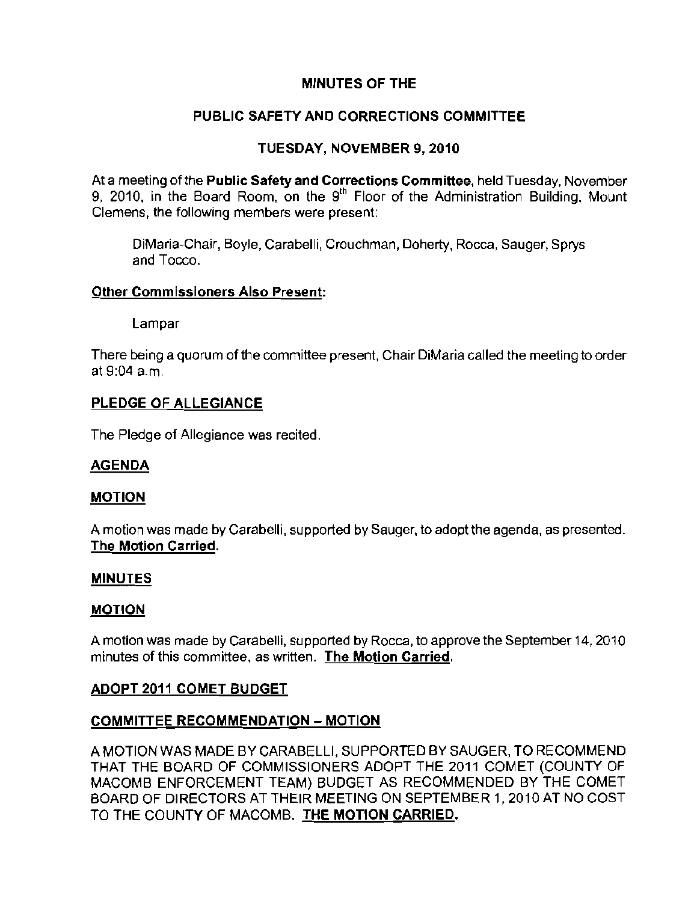# MINUTES OF THE

## PUBLIC SAFETY AND CORRECTIONS COMMITTEE

## TUESDAY, NOVEMBER 9, 2010

At a meeting of the **Public Safety and Corrections Committee**, held Tuesday, November 9, 2010, in the Board Room, on the 9th Floor of the Administration Building, Mount Clemens, the following members were present:

DiMaria-Chair, Boyle, Carabelli, Crouchman, Doherty, Rocca, Sauger, Sprys and Tocco.

**Other Commissioners Also Present:**

Lampar

There being a quorum of the committee present, Chair DiMaria called the meeting to order at 9:04 a.m.

**PLEDGE OF ALLEGIANCE**

The Pledge of Allegiance was recited.

**AGENDA**

**MOTION**

A motion was made by Carabelli, supported by Sauger, to adopt the agenda, as presented. **The Motion Carried.**

**MINUTES**

**MOTION**

A motion was made by Carabelli, supported by Rocca, to approve the September 14, 2010 minutes of this committee, as written. **The Motion Carried.**

**ADOPT 2011 COMET BUDGET**

**COMMITTEE RECOMMENDATION – MOTION**

A MOTION WAS MADE BY CARABELLI, SUPPORTED BY SAUGER, TO RECOMMEND THAT THE BOARD OF COMMISSIONERS ADOPT THE 2011 COMET (COUNTY OF MACOMB ENFORCEMENT TEAM) BUDGET AS RECOMMENDED BY THE COMET BOARD OF DIRECTORS AT THEIR MEETING ON SEPTEMBER 1, 2010 AT NO COST TO THE COUNTY OF MACOMB. **THE MOTION CARRIED.**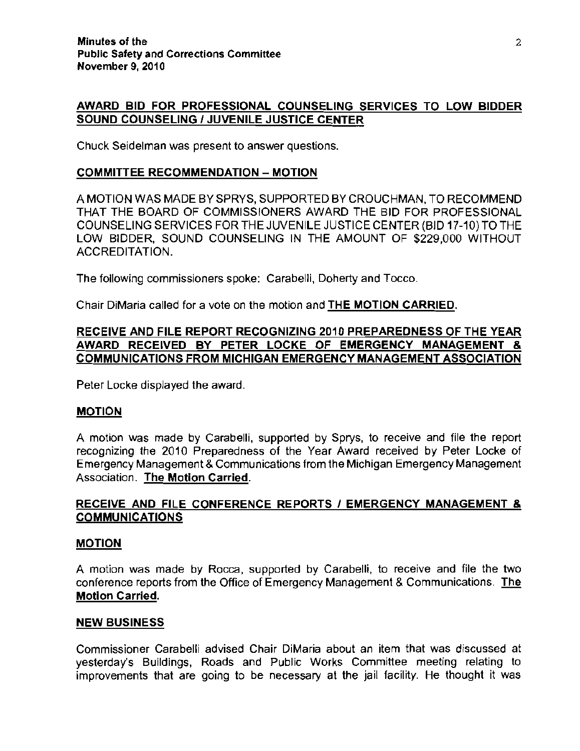**AWARD BID FOR PROFESSIONAL COUNSELING SERVICES TO LOW BIDDER SOUND COUNSELING / JUVENILE JUSTICE CENTER**

Chuck Seidelman was present to answer questions.

**COMMITTEE RECOMMENDATION – MOTION**

A MOTION WAS MADE BY SPRYS, SUPPORTED BY CROUCHMAN, TO RECOMMEND THAT THE BOARD OF COMMISSIONERS AWARD THE BID FOR PROFESSIONAL COUNSELING SERVICES FOR THE JUVENILE JUSTICE CENTER (BID 17-10) TO THE LOW BIDDER, SOUND COUNSELING IN THE AMOUNT OF $229,000 WITHOUT ACCREDITATION.

The following commissioners spoke: Carabelli, Doherty and Tocco.

Chair DiMaria called for a vote on the motion and **THE MOTION CARRIED**.

**RECEIVE AND FILE REPORT RECOGNIZING 2010 PREPAREDNESS OF THE YEAR AWARD RECEIVED BY PETER LOCKE OF EMERGENCY MANAGEMENT & COMMUNICATIONS FROM MICHIGAN EMERGENCY MANAGEMENT ASSOCIATION**

Peter Locke displayed the award.

**MOTION**

A motion was made by Carabelli, supported by Sprys, to receive and file the report recognizing the 2010 Preparedness of the Year Award received by Peter Locke of Emergency Management & Communications from the Michigan Emergency Management Association. **The Motion Carried**.

**RECEIVE AND FILE CONFERENCE REPORTS / EMERGENCY MANAGEMENT & COMMUNICATIONS**

**MOTION**

A motion was made by Rocca, supported by Carabelli, to receive and file the two conference reports from the Office of Emergency Management & Communications. **The Motion Carried.**

**NEW BUSINESS**

Commissioner Carabelli advised Chair DiMaria about an item that was discussed at yesterday's Buildings, Roads and Public Works Committee meeting relating to improvements that are going to be necessary at the jail facility. He thought it was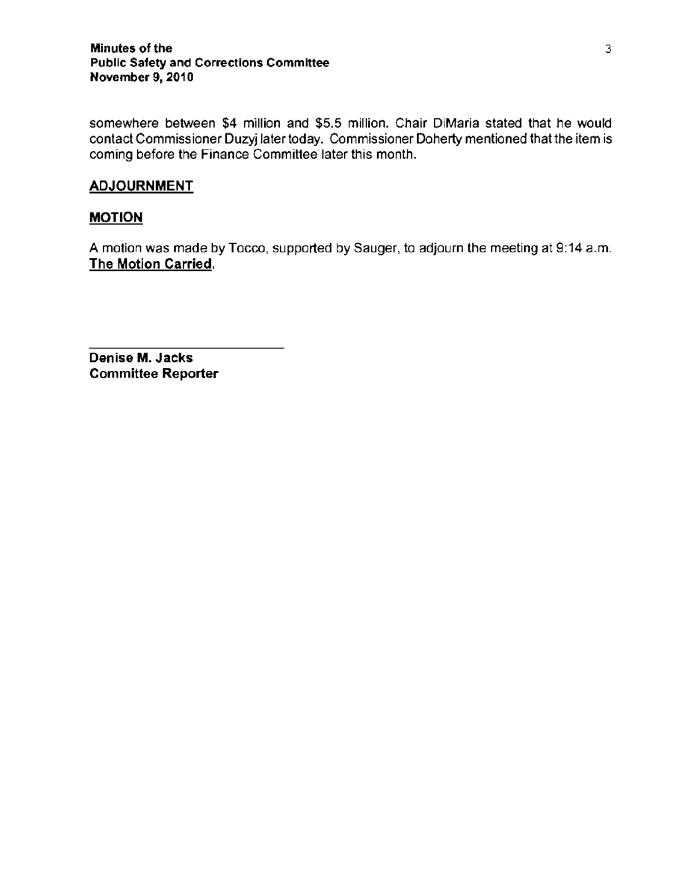somewhere between $4 million and $5.5 million. Chair DiMaria stated that he would contact Commissioner Duzyj later today. Commissioner Doherty mentioned that the item is coming before the Finance Committee later this month.

## ADJOURNMENT

## MOTION

A motion was made by Tocco, supported by Sauger, to adjourn the meeting at 9:14 a.m.
**The Motion Carried.**

\_\_\_\_\_\_\_\_\_\_\_\_\_\_\_\_\_\_\_\_\_\_\_\_\_\_\_

**Denise M. Jacks**
**Committee Reporter**